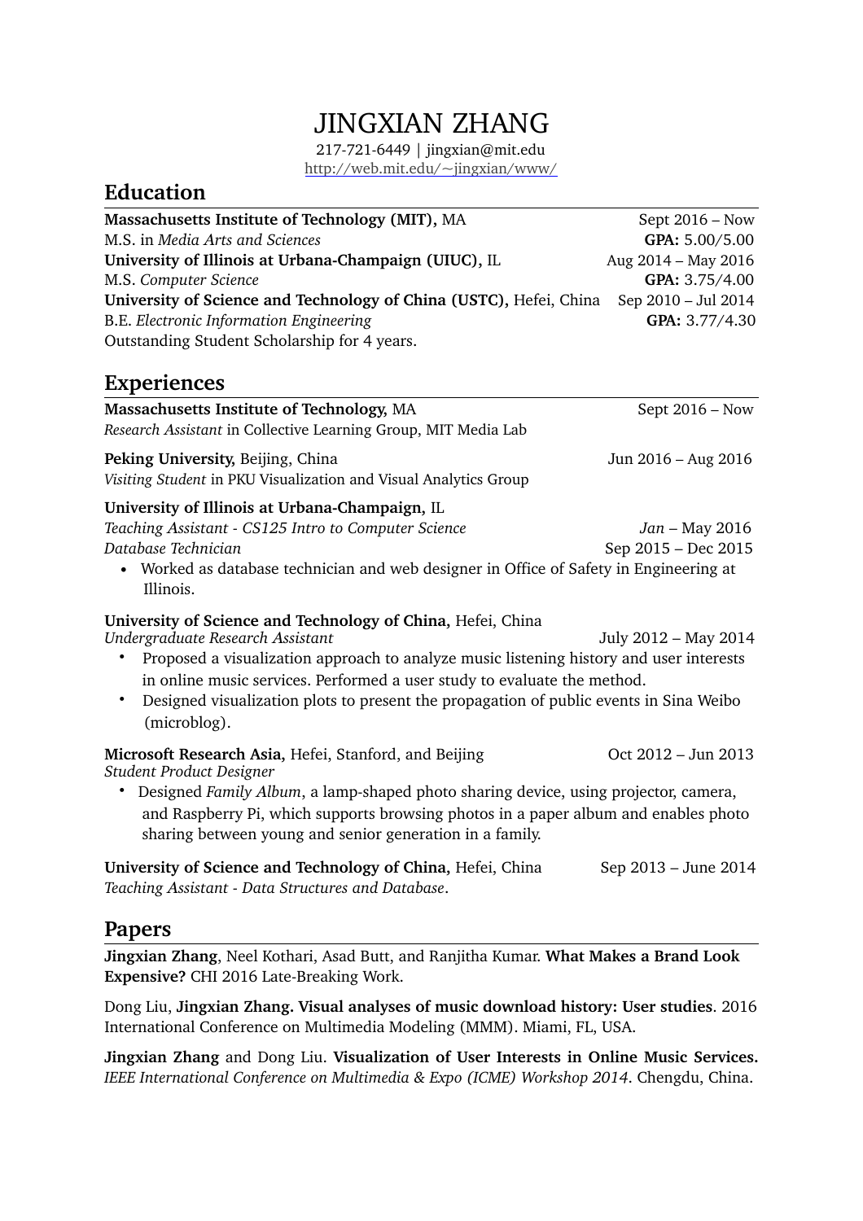# JINGXIAN ZHANG

217-721-6449 | jingxian@mit.edu
http://web.mit.edu/~jingxian/www/

## Education

**Massachusetts Institute of Technology (MIT),** MA — Sept 2016 – Now
M.S. in *Media Arts and Sciences* — **GPA:** 5.00/5.00

**University of Illinois at Urbana-Champaign (UIUC),** IL — Aug 2014 – May 2016
M.S. *Computer Science* — **GPA:** 3.75/4.00

**University of Science and Technology of China (USTC),** Hefei, China — Sep 2010 – Jul 2014
B.E. *Electronic Information Engineering* — **GPA:** 3.77/4.30
Outstanding Student Scholarship for 4 years.

## Experiences

**Massachusetts Institute of Technology,** MA — Sept 2016 – Now
*Research Assistant* in Collective Learning Group, MIT Media Lab

**Peking University,** Beijing, China — Jun 2016 – Aug 2016
*Visiting Student* in PKU Visualization and Visual Analytics Group

**University of Illinois at Urbana-Champaign,** IL
*Teaching Assistant - CS125 Intro to Computer Science* — *Jan* – May 2016
*Database Technician* — Sep 2015 – Dec 2015

- Worked as database technician and web designer in Office of Safety in Engineering at Illinois.

**University of Science and Technology of China,** Hefei, China
*Undergraduate Research Assistant* — July 2012 – May 2014

- Proposed a visualization approach to analyze music listening history and user interests in online music services. Performed a user study to evaluate the method.
- Designed visualization plots to present the propagation of public events in Sina Weibo (microblog).

**Microsoft Research Asia,** Hefei, Stanford, and Beijing — Oct 2012 – Jun 2013
*Student Product Designer*

- Designed *Family Album*, a lamp-shaped photo sharing device, using projector, camera, and Raspberry Pi, which supports browsing photos in a paper album and enables photo sharing between young and senior generation in a family.

**University of Science and Technology of China,** Hefei, China — Sep 2013 – June 2014
*Teaching Assistant - Data Structures and Database*.

## Papers

**Jingxian Zhang**, Neel Kothari, Asad Butt, and Ranjitha Kumar. **What Makes a Brand Look Expensive?** CHI 2016 Late-Breaking Work.

Dong Liu, **Jingxian Zhang. Visual analyses of music download history: User studies**. 2016 International Conference on Multimedia Modeling (MMM). Miami, FL, USA.

**Jingxian Zhang** and Dong Liu. **Visualization of User Interests in Online Music Services.** *IEEE International Conference on Multimedia & Expo (ICME) Workshop 2014*. Chengdu, China.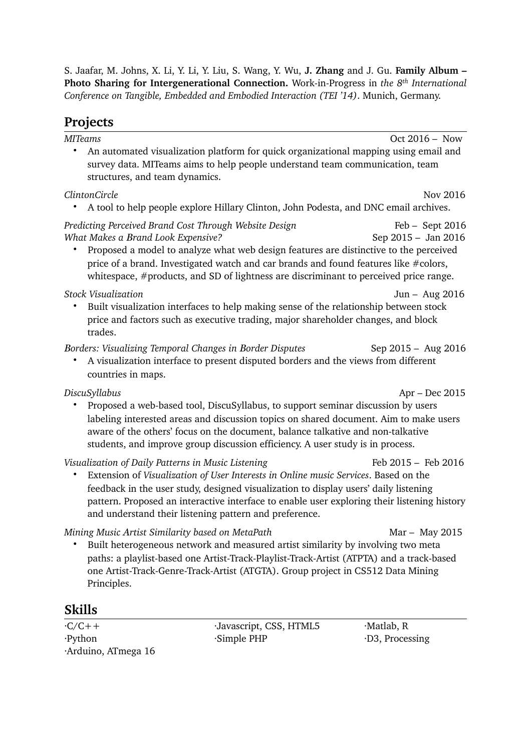S. Jaafar, M. Johns, X. Li, Y. Li, Y. Liu, S. Wang, Y. Wu, **J. Zhang** and J. Gu. **Family Album – Photo Sharing for Intergenerational Connection.** Work-in-Progress in *the 8th International Conference on Tangible, Embedded and Embodied Interaction (TEI '14)*. Munich, Germany.

## Projects

*MITeams* — Oct 2016 – Now

- An automated visualization platform for quick organizational mapping using email and survey data. MITeams aims to help people understand team communication, team structures, and team dynamics.

*ClintonCircle* — Nov 2016

- A tool to help people explore Hillary Clinton, John Podesta, and DNC email archives.

*Predicting Perceived Brand Cost Through Website Design* — Feb – Sept 2016
*What Makes a Brand Look Expensive?* — Sep 2015 – Jan 2016

- Proposed a model to analyze what web design features are distinctive to the perceived price of a brand. Investigated watch and car brands and found features like #colors, whitespace, #products, and SD of lightness are discriminant to perceived price range.

*Stock Visualization* — Jun – Aug 2016

- Built visualization interfaces to help making sense of the relationship between stock price and factors such as executive trading, major shareholder changes, and block trades.

*Borders: Visualizing Temporal Changes in Border Disputes* — Sep 2015 – Aug 2016

- A visualization interface to present disputed borders and the views from different countries in maps.

*DiscuSyllabus* — Apr – Dec 2015

- Proposed a web-based tool, DiscuSyllabus, to support seminar discussion by users labeling interested areas and discussion topics on shared document. Aim to make users aware of the others' focus on the document, balance talkative and non-talkative students, and improve group discussion efficiency. A user study is in process.

*Visualization of Daily Patterns in Music Listening* — Feb 2015 – Feb 2016

- Extension of *Visualization of User Interests in Online music Services*. Based on the feedback in the user study, designed visualization to display users' daily listening pattern. Proposed an interactive interface to enable user exploring their listening history and understand their listening pattern and preference.

*Mining Music Artist Similarity based on MetaPath* — Mar – May 2015

- Built heterogeneous network and measured artist similarity by involving two meta paths: a playlist-based one Artist-Track-Playlist-Track-Artist (ATPTA) and a track-based one Artist-Track-Genre-Track-Artist (ATGTA). Group project in CS512 Data Mining Principles.

## Skills

| | | |
|---|---|---|
| ·C/C++ | ·Javascript, CSS, HTML5 | ·Matlab, R |
| ·Python | ·Simple PHP | ·D3, Processing |
| ·Arduino, ATmega 16 | | |